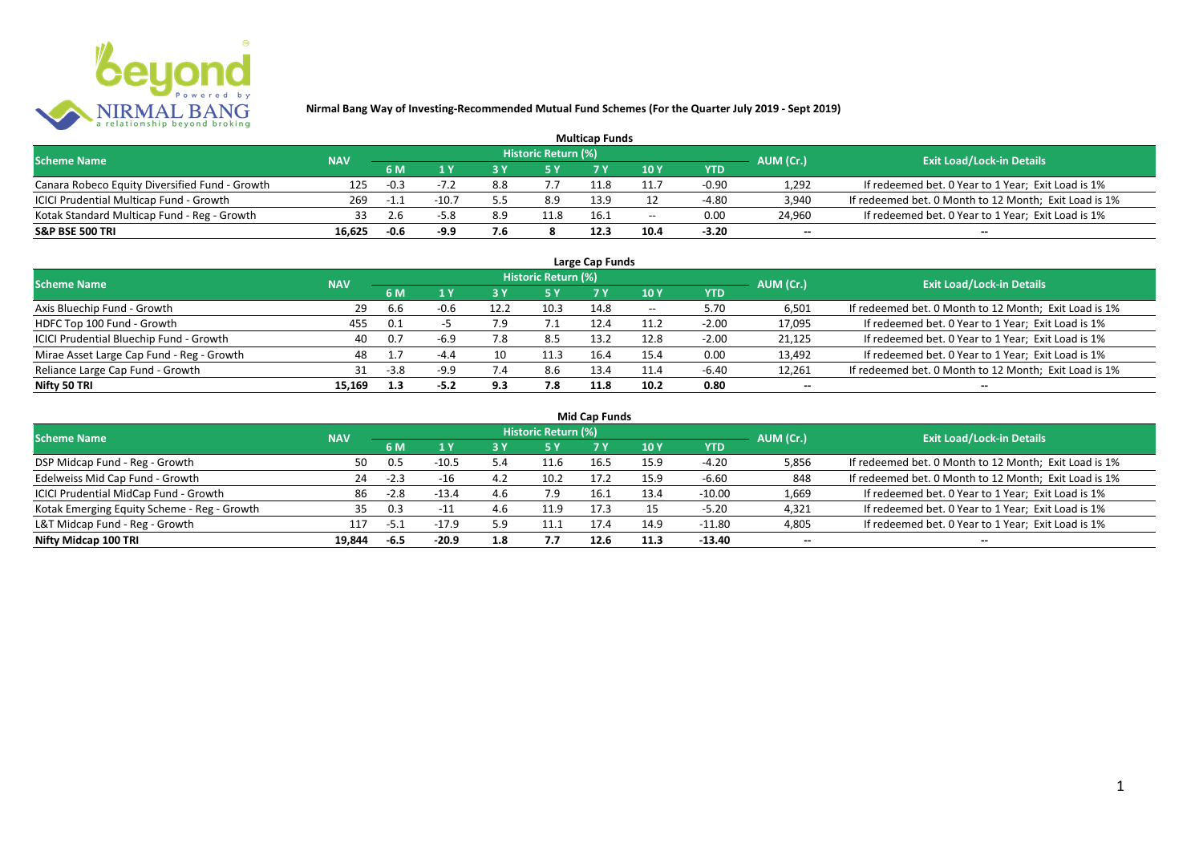# Nirmal Bang Way of Investing-Recommended Mutual Fund Schemes (For the Quarter July 2019 - Sept 2019)

## Multicap Funds

| Scheme Name | NAV | Historic Return (%) | | | | | | | AUM (Cr.) | Exit Load/Lock-in Details |
|---|---|---|---|---|---|---|---|---|---|---|
| | | 6 M | 1 Y | 3 Y | 5 Y | 7 Y | 10 Y | YTD | | |
| Canara Robeco Equity Diversified Fund - Growth | 125 | -0.3 | -7.2 | 8.8 | 7.7 | 11.8 | 11.7 | -0.90 | 1,292 | If redeemed bet. 0 Year to 1 Year; Exit Load is 1% |
| ICICI Prudential Multicap Fund - Growth | 269 | -1.1 | -10.7 | 5.5 | 8.9 | 13.9 | 12 | -4.80 | 3,940 | If redeemed bet. 0 Month to 12 Month; Exit Load is 1% |
| Kotak Standard Multicap Fund - Reg - Growth | 33 | 2.6 | -5.8 | 8.9 | 11.8 | 16.1 | -- | 0.00 | 24,960 | If redeemed bet. 0 Year to 1 Year; Exit Load is 1% |
| **S&P BSE 500 TRI** | **16,625** | **-0.6** | **-9.9** | **7.6** | **8** | **12.3** | **10.4** | **-3.20** | **--** | **--** |

## Large Cap Funds

| Scheme Name | NAV | Historic Return (%) | | | | | | | AUM (Cr.) | Exit Load/Lock-in Details |
|---|---|---|---|---|---|---|---|---|---|---|
| | | 6 M | 1 Y | 3 Y | 5 Y | 7 Y | 10 Y | YTD | | |
| Axis Bluechip Fund - Growth | 29 | 6.6 | -0.6 | 12.2 | 10.3 | 14.8 | -- | 5.70 | 6,501 | If redeemed bet. 0 Month to 12 Month; Exit Load is 1% |
| HDFC Top 100 Fund - Growth | 455 | 0.1 | -5 | 7.9 | 7.1 | 12.4 | 11.2 | -2.00 | 17,095 | If redeemed bet. 0 Year to 1 Year; Exit Load is 1% |
| ICICI Prudential Bluechip Fund - Growth | 40 | 0.7 | -6.9 | 7.8 | 8.5 | 13.2 | 12.8 | -2.00 | 21,125 | If redeemed bet. 0 Year to 1 Year; Exit Load is 1% |
| Mirae Asset Large Cap Fund - Reg - Growth | 48 | 1.7 | -4.4 | 10 | 11.3 | 16.4 | 15.4 | 0.00 | 13,492 | If redeemed bet. 0 Year to 1 Year; Exit Load is 1% |
| Reliance Large Cap Fund - Growth | 31 | -3.8 | -9.9 | 7.4 | 8.6 | 13.4 | 11.4 | -6.40 | 12,261 | If redeemed bet. 0 Month to 12 Month; Exit Load is 1% |
| **Nifty 50 TRI** | **15,169** | **1.3** | **-5.2** | **9.3** | **7.8** | **11.8** | **10.2** | **0.80** | **--** | **--** |

## Mid Cap Funds

| Scheme Name | NAV | Historic Return (%) | | | | | | | AUM (Cr.) | Exit Load/Lock-in Details |
|---|---|---|---|---|---|---|---|---|---|---|
| | | 6 M | 1 Y | 3 Y | 5 Y | 7 Y | 10 Y | YTD | | |
| DSP Midcap Fund - Reg - Growth | 50 | 0.5 | -10.5 | 5.4 | 11.6 | 16.5 | 15.9 | -4.20 | 5,856 | If redeemed bet. 0 Month to 12 Month; Exit Load is 1% |
| Edelweiss Mid Cap Fund - Growth | 24 | -2.3 | -16 | 4.2 | 10.2 | 17.2 | 15.9 | -6.60 | 848 | If redeemed bet. 0 Month to 12 Month; Exit Load is 1% |
| ICICI Prudential MidCap Fund - Growth | 86 | -2.8 | -13.4 | 4.6 | 7.9 | 16.1 | 13.4 | -10.00 | 1,669 | If redeemed bet. 0 Year to 1 Year; Exit Load is 1% |
| Kotak Emerging Equity Scheme - Reg - Growth | 35 | 0.3 | -11 | 4.6 | 11.9 | 17.3 | 15 | -5.20 | 4,321 | If redeemed bet. 0 Year to 1 Year; Exit Load is 1% |
| L&T Midcap Fund - Reg - Growth | 117 | -5.1 | -17.9 | 5.9 | 11.1 | 17.4 | 14.9 | -11.80 | 4,805 | If redeemed bet. 0 Year to 1 Year; Exit Load is 1% |
| **Nifty Midcap 100 TRI** | **19,844** | **-6.5** | **-20.9** | **1.8** | **7.7** | **12.6** | **11.3** | **-13.40** | **--** | **--** |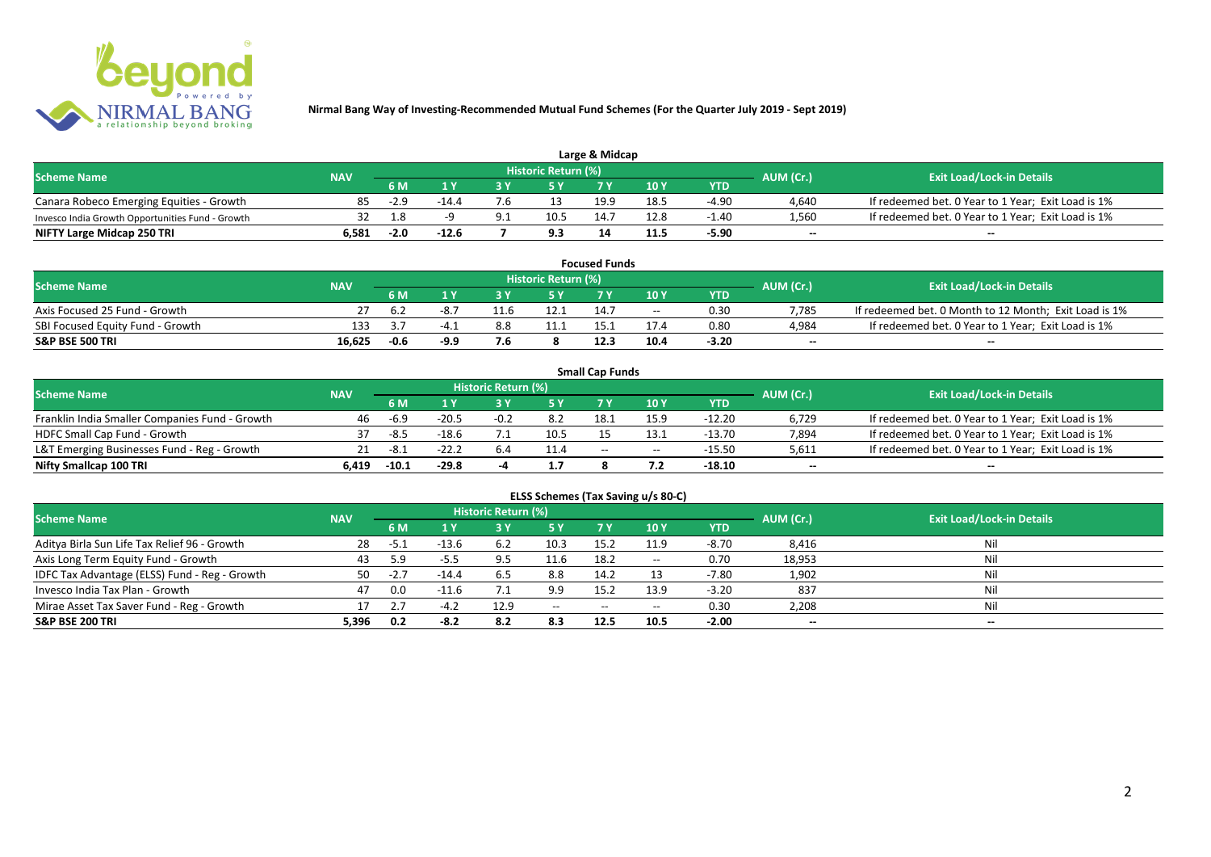# Nirmal Bang Way of Investing-Recommended Mutual Fund Schemes (For the Quarter July 2019 - Sept 2019)

## Large & Midcap

| Scheme Name | NAV | Historic Return (%) | | | | | | | AUM (Cr.) | Exit Load/Lock-in Details |
|---|---|---|---|---|---|---|---|---|---|---|
| | | 6 M | 1 Y | 3 Y | 5 Y | 7 Y | 10 Y | YTD | | |
| Canara Robeco Emerging Equities - Growth | 85 | -2.9 | -14.4 | 7.6 | 13 | 19.9 | 18.5 | -4.90 | 4,640 | If redeemed bet. 0 Year to 1 Year; Exit Load is 1% |
| Invesco India Growth Opportunities Fund - Growth | 32 | 1.8 | -9 | 9.1 | 10.5 | 14.7 | 12.8 | -1.40 | 1,560 | If redeemed bet. 0 Year to 1 Year; Exit Load is 1% |
| **NIFTY Large Midcap 250 TRI** | **6,581** | **-2.0** | **-12.6** | **7** | **9.3** | **14** | **11.5** | **-5.90** | **--** | **--** |

## Focused Funds

| Scheme Name | NAV | Historic Return (%) | | | | | | | AUM (Cr.) | Exit Load/Lock-in Details |
|---|---|---|---|---|---|---|---|---|---|---|
| | | 6 M | 1 Y | 3 Y | 5 Y | 7 Y | 10 Y | YTD | | |
| Axis Focused 25 Fund - Growth | 27 | 6.2 | -8.7 | 11.6 | 12.1 | 14.7 | -- | 0.30 | 7,785 | If redeemed bet. 0 Month to 12 Month; Exit Load is 1% |
| SBI Focused Equity Fund - Growth | 133 | 3.7 | -4.1 | 8.8 | 11.1 | 15.1 | 17.4 | 0.80 | 4,984 | If redeemed bet. 0 Year to 1 Year; Exit Load is 1% |
| **S&P BSE 500 TRI** | **16,625** | **-0.6** | **-9.9** | **7.6** | **8** | **12.3** | **10.4** | **-3.20** | **--** | **--** |

## Small Cap Funds

| Scheme Name | NAV | Historic Return (%) | | | | | | | AUM (Cr.) | Exit Load/Lock-in Details |
|---|---|---|---|---|---|---|---|---|---|---|
| | | 6 M | 1 Y | 3 Y | 5 Y | 7 Y | 10 Y | YTD | | |
| Franklin India Smaller Companies Fund - Growth | 46 | -6.9 | -20.5 | -0.2 | 8.2 | 18.1 | 15.9 | -12.20 | 6,729 | If redeemed bet. 0 Year to 1 Year; Exit Load is 1% |
| HDFC Small Cap Fund - Growth | 37 | -8.5 | -18.6 | 7.1 | 10.5 | 15 | 13.1 | -13.70 | 7,894 | If redeemed bet. 0 Year to 1 Year; Exit Load is 1% |
| L&T Emerging Businesses Fund - Reg - Growth | 21 | -8.1 | -22.2 | 6.4 | 11.4 | -- | -- | -15.50 | 5,611 | If redeemed bet. 0 Year to 1 Year; Exit Load is 1% |
| **Nifty Smallcap 100 TRI** | **6,419** | **-10.1** | **-29.8** | **-4** | **1.7** | **8** | **7.2** | **-18.10** | **--** | **--** |

## ELSS Schemes (Tax Saving u/s 80-C)

| Scheme Name | NAV | Historic Return (%) | | | | | | | AUM (Cr.) | Exit Load/Lock-in Details |
|---|---|---|---|---|---|---|---|---|---|---|
| | | 6 M | 1 Y | 3 Y | 5 Y | 7 Y | 10 Y | YTD | | |
| Aditya Birla Sun Life Tax Relief 96 - Growth | 28 | -5.1 | -13.6 | 6.2 | 10.3 | 15.2 | 11.9 | -8.70 | 8,416 | Nil |
| Axis Long Term Equity Fund - Growth | 43 | 5.9 | -5.5 | 9.5 | 11.6 | 18.2 | -- | 0.70 | 18,953 | Nil |
| IDFC Tax Advantage (ELSS) Fund - Reg - Growth | 50 | -2.7 | -14.4 | 6.5 | 8.8 | 14.2 | 13 | -7.80 | 1,902 | Nil |
| Invesco India Tax Plan - Growth | 47 | 0.0 | -11.6 | 7.1 | 9.9 | 15.2 | 13.9 | -3.20 | 837 | Nil |
| Mirae Asset Tax Saver Fund - Reg - Growth | 17 | 2.7 | -4.2 | 12.9 | -- | -- | -- | 0.30 | 2,208 | Nil |
| **S&P BSE 200 TRI** | **5,396** | **0.2** | **-8.2** | **8.2** | **8.3** | **12.5** | **10.5** | **-2.00** | **--** | **--** |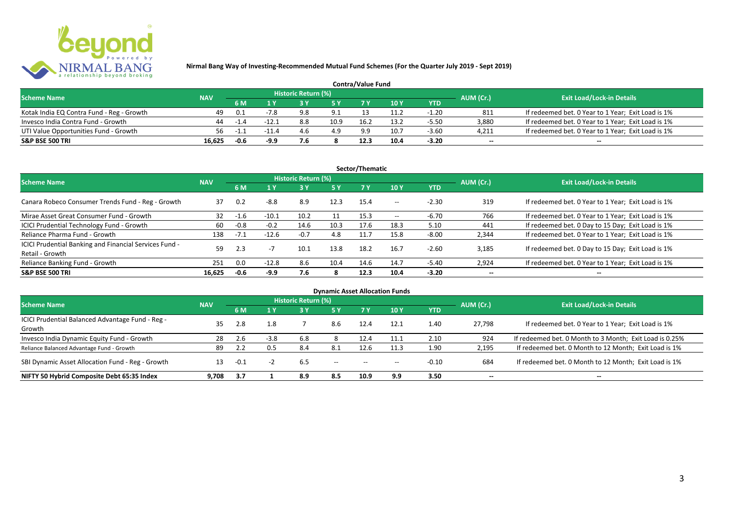**Nirmal Bang Way of Investing-Recommended Mutual Fund Schemes (For the Quarter July 2019 - Sept 2019)**

### Contra/Value Fund

| Scheme Name | NAV | Historic Return (%) | | | | | | | AUM (Cr.) | Exit Load/Lock-in Details |
|---|---|---|---|---|---|---|---|---|---|---|
| | | 6 M | 1 Y | 3 Y | 5 Y | 7 Y | 10 Y | YTD | | |
| Kotak India EQ Contra Fund - Reg - Growth | 49 | 0.1 | -7.8 | 9.8 | 9.1 | 13 | 11.2 | -1.20 | 811 | If redeemed bet. 0 Year to 1 Year; Exit Load is 1% |
| Invesco India Contra Fund - Growth | 44 | -1.4 | -12.1 | 8.8 | 10.9 | 16.2 | 13.2 | -5.50 | 3,880 | If redeemed bet. 0 Year to 1 Year; Exit Load is 1% |
| UTI Value Opportunities Fund - Growth | 56 | -1.1 | -11.4 | 4.6 | 4.9 | 9.9 | 10.7 | -3.60 | 4,211 | If redeemed bet. 0 Year to 1 Year; Exit Load is 1% |
| **S&P BSE 500 TRI** | **16,625** | **-0.6** | **-9.9** | **7.6** | **8** | **12.3** | **10.4** | **-3.20** | **--** | **--** |

### Sector/Thematic

| Scheme Name | NAV | Historic Return (%) | | | | | | | AUM (Cr.) | Exit Load/Lock-in Details |
|---|---|---|---|---|---|---|---|---|---|---|
| | | 6 M | 1 Y | 3 Y | 5 Y | 7 Y | 10 Y | YTD | | |
| Canara Robeco Consumer Trends Fund - Reg - Growth | 37 | 0.2 | -8.8 | 8.9 | 12.3 | 15.4 | -- | -2.30 | 319 | If redeemed bet. 0 Year to 1 Year; Exit Load is 1% |
| Mirae Asset Great Consumer Fund - Growth | 32 | -1.6 | -10.1 | 10.2 | 11 | 15.3 | -- | -6.70 | 766 | If redeemed bet. 0 Year to 1 Year; Exit Load is 1% |
| ICICI Prudential Technology Fund - Growth | 60 | -0.8 | -0.2 | 14.6 | 10.3 | 17.6 | 18.3 | 5.10 | 441 | If redeemed bet. 0 Day to 15 Day; Exit Load is 1% |
| Reliance Pharma Fund - Growth | 138 | -7.1 | -12.6 | -0.7 | 4.8 | 11.7 | 15.8 | -8.00 | 2,344 | If redeemed bet. 0 Year to 1 Year; Exit Load is 1% |
| ICICI Prudential Banking and Financial Services Fund - Retail - Growth | 59 | 2.3 | -7 | 10.1 | 13.8 | 18.2 | 16.7 | -2.60 | 3,185 | If redeemed bet. 0 Day to 15 Day; Exit Load is 1% |
| Reliance Banking Fund - Growth | 251 | 0.0 | -12.8 | 8.6 | 10.4 | 14.6 | 14.7 | -5.40 | 2,924 | If redeemed bet. 0 Year to 1 Year; Exit Load is 1% |
| **S&P BSE 500 TRI** | **16,625** | **-0.6** | **-9.9** | **7.6** | **8** | **12.3** | **10.4** | **-3.20** | **--** | **--** |

### Dynamic Asset Allocation Funds

| Scheme Name | NAV | Historic Return (%) | | | | | | | AUM (Cr.) | Exit Load/Lock-in Details |
|---|---|---|---|---|---|---|---|---|---|---|
| | | 6 M | 1 Y | 3 Y | 5 Y | 7 Y | 10 Y | YTD | | |
| ICICI Prudential Balanced Advantage Fund - Reg - Growth | 35 | 2.8 | 1.8 | 7 | 8.6 | 12.4 | 12.1 | 1.40 | 27,798 | If redeemed bet. 0 Year to 1 Year; Exit Load is 1% |
| Invesco India Dynamic Equity Fund - Growth | 28 | 2.6 | -3.8 | 6.8 | 8 | 12.4 | 11.1 | 2.10 | 924 | If redeemed bet. 0 Month to 3 Month; Exit Load is 0.25% |
| Reliance Balanced Advantage Fund - Growth | 89 | 2.2 | 0.5 | 8.4 | 8.1 | 12.6 | 11.3 | 1.90 | 2,195 | If redeemed bet. 0 Month to 12 Month; Exit Load is 1% |
| SBI Dynamic Asset Allocation Fund - Reg - Growth | 13 | -0.1 | -2 | 6.5 | -- | -- | -- | -0.10 | 684 | If redeemed bet. 0 Month to 12 Month; Exit Load is 1% |
| **NIFTY 50 Hybrid Composite Debt 65:35 Index** | **9,708** | **3.7** | **1** | **8.9** | **8.5** | **10.9** | **9.9** | **3.50** | **--** | **--** |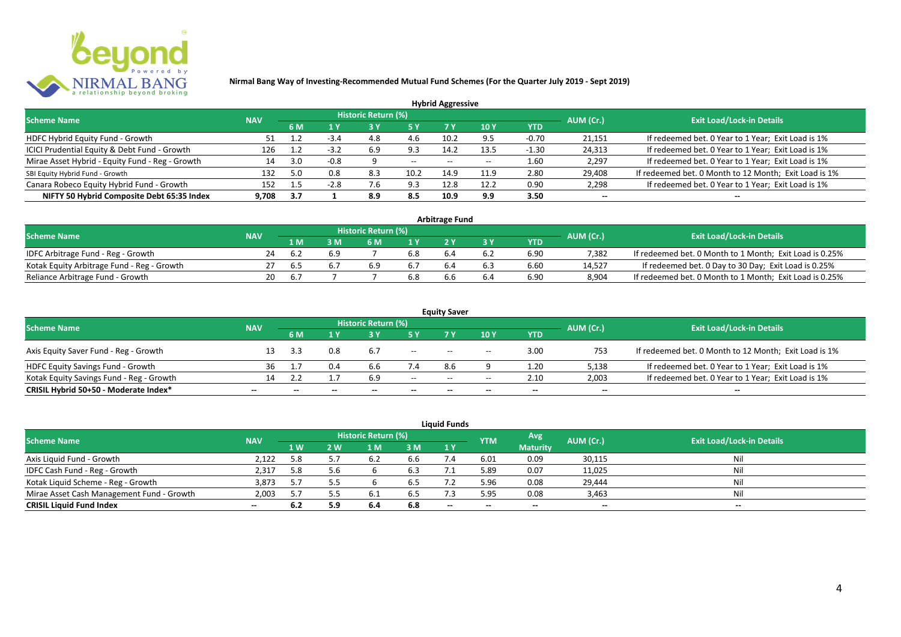**Nirmal Bang Way of Investing-Recommended Mutual Fund Schemes (For the Quarter July 2019 - Sept 2019)**

## Hybrid Aggressive

| Scheme Name | NAV | Historic Return (%) | | | | | | | AUM (Cr.) | Exit Load/Lock-in Details |
|---|---|---|---|---|---|---|---|---|---|---|
| | | 6 M | 1 Y | 3 Y | 5 Y | 7 Y | 10 Y | YTD | | |
| HDFC Hybrid Equity Fund - Growth | 51 | 1.2 | -3.4 | 4.8 | 4.6 | 10.2 | 9.5 | -0.70 | 21,151 | If redeemed bet. 0 Year to 1 Year; Exit Load is 1% |
| ICICI Prudential Equity & Debt Fund - Growth | 126 | 1.2 | -3.2 | 6.9 | 9.3 | 14.2 | 13.5 | -1.30 | 24,313 | If redeemed bet. 0 Year to 1 Year; Exit Load is 1% |
| Mirae Asset Hybrid - Equity Fund - Reg - Growth | 14 | 3.0 | -0.8 | 9 | -- | -- | -- | 1.60 | 2,297 | If redeemed bet. 0 Year to 1 Year; Exit Load is 1% |
| SBI Equity Hybrid Fund - Growth | 132 | 5.0 | 0.8 | 8.3 | 10.2 | 14.9 | 11.9 | 2.80 | 29,408 | If redeemed bet. 0 Month to 12 Month; Exit Load is 1% |
| Canara Robeco Equity Hybrid Fund - Growth | 152 | 1.5 | -2.8 | 7.6 | 9.3 | 12.8 | 12.2 | 0.90 | 2,298 | If redeemed bet. 0 Year to 1 Year; Exit Load is 1% |
| **NIFTY 50 Hybrid Composite Debt 65:35 Index** | **9,708** | **3.7** | **1** | **8.9** | **8.5** | **10.9** | **9.9** | **3.50** | **--** | **--** |

## Arbitrage Fund

| Scheme Name | NAV | Historic Return (%) | | | | | | | AUM (Cr.) | Exit Load/Lock-in Details |
|---|---|---|---|---|---|---|---|---|---|---|
| | | 1 M | 3 M | 6 M | 1 Y | 2 Y | 3 Y | YTD | | |
| IDFC Arbitrage Fund - Reg - Growth | 24 | 6.2 | 6.9 | 7 | 6.8 | 6.4 | 6.2 | 6.90 | 7,382 | If redeemed bet. 0 Month to 1 Month; Exit Load is 0.25% |
| Kotak Equity Arbitrage Fund - Reg - Growth | 27 | 6.5 | 6.7 | 6.9 | 6.7 | 6.4 | 6.3 | 6.60 | 14,527 | If redeemed bet. 0 Day to 30 Day; Exit Load is 0.25% |
| Reliance Arbitrage Fund - Growth | 20 | 6.7 | 7 | 7 | 6.8 | 6.6 | 6.4 | 6.90 | 8,904 | If redeemed bet. 0 Month to 1 Month; Exit Load is 0.25% |

## Equity Saver

| Scheme Name | NAV | Historic Return (%) | | | | | | | AUM (Cr.) | Exit Load/Lock-in Details |
|---|---|---|---|---|---|---|---|---|---|---|
| | | 6 M | 1 Y | 3 Y | 5 Y | 7 Y | 10 Y | YTD | | |
| Axis Equity Saver Fund - Reg - Growth | 13 | 3.3 | 0.8 | 6.7 | -- | -- | -- | 3.00 | 753 | If redeemed bet. 0 Month to 12 Month; Exit Load is 1% |
| HDFC Equity Savings Fund - Growth | 36 | 1.7 | 0.4 | 6.6 | 7.4 | 8.6 | 9 | 1.20 | 5,138 | If redeemed bet. 0 Year to 1 Year; Exit Load is 1% |
| Kotak Equity Savings Fund - Reg - Growth | 14 | 2.2 | 1.7 | 6.9 | -- | -- | -- | 2.10 | 2,003 | If redeemed bet. 0 Year to 1 Year; Exit Load is 1% |
| **CRISIL Hybrid 50+50 - Moderate Index*** | **--** | **--** | **--** | **--** | **--** | **--** | **--** | **--** | **--** | **--** |

## Liquid Funds

| Scheme Name | NAV | Historic Return (%) | | | | | YTM | Avg Maturity | AUM (Cr.) | Exit Load/Lock-in Details |
|---|---|---|---|---|---|---|---|---|---|---|
| | | 1 W | 2 W | 1 M | 3 M | 1 Y | | | | |
| Axis Liquid Fund - Growth | 2,122 | 5.8 | 5.7 | 6.2 | 6.6 | 7.4 | 6.01 | 0.09 | 30,115 | Nil |
| IDFC Cash Fund - Reg - Growth | 2,317 | 5.8 | 5.6 | 6 | 6.3 | 7.1 | 5.89 | 0.07 | 11,025 | Nil |
| Kotak Liquid Scheme - Reg - Growth | 3,873 | 5.7 | 5.5 | 6 | 6.5 | 7.2 | 5.96 | 0.08 | 29,444 | Nil |
| Mirae Asset Cash Management Fund - Growth | 2,003 | 5.7 | 5.5 | 6.1 | 6.5 | 7.3 | 5.95 | 0.08 | 3,463 | Nil |
| **CRISIL Liquid Fund Index** | **--** | **6.2** | **5.9** | **6.4** | **6.8** | **--** | **--** | **--** | **--** | **--** |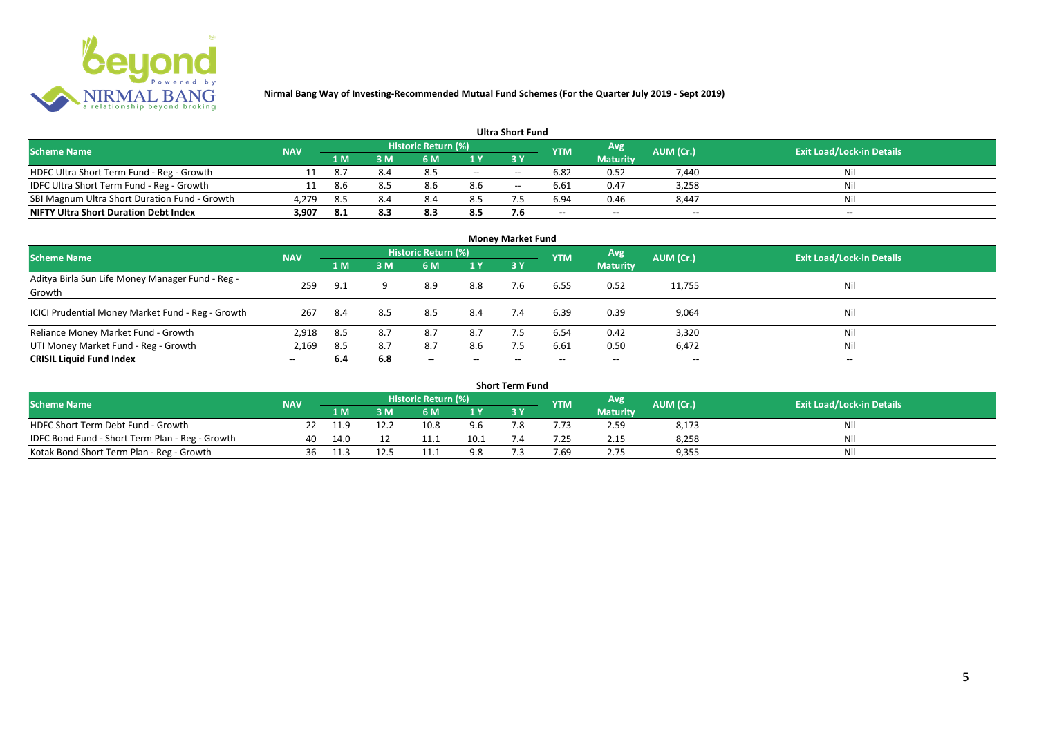## Nirmal Bang Way of Investing-Recommended Mutual Fund Schemes (For the Quarter July 2019 - Sept 2019)

### Ultra Short Fund

| Scheme Name | NAV | Historic Return (%) | | | | | YTM | Avg Maturity | AUM (Cr.) | Exit Load/Lock-in Details |
|---|---|---|---|---|---|---|---|---|---|---|
| | | 1 M | 3 M | 6 M | 1 Y | 3 Y | | | | |
| HDFC Ultra Short Term Fund - Reg - Growth | 11 | 8.7 | 8.4 | 8.5 | -- | -- | 6.82 | 0.52 | 7,440 | Nil |
| IDFC Ultra Short Term Fund - Reg - Growth | 11 | 8.6 | 8.5 | 8.6 | 8.6 | -- | 6.61 | 0.47 | 3,258 | Nil |
| SBI Magnum Ultra Short Duration Fund - Growth | 4,279 | 8.5 | 8.4 | 8.4 | 8.5 | 7.5 | 6.94 | 0.46 | 8,447 | Nil |
| **NIFTY Ultra Short Duration Debt Index** | **3,907** | **8.1** | **8.3** | **8.3** | **8.5** | **7.6** | -- | -- | -- | -- |

### Money Market Fund

| Scheme Name | NAV | Historic Return (%) | | | | | YTM | Avg Maturity | AUM (Cr.) | Exit Load/Lock-in Details |
|---|---|---|---|---|---|---|---|---|---|---|
| | | 1 M | 3 M | 6 M | 1 Y | 3 Y | | | | |
| Aditya Birla Sun Life Money Manager Fund - Reg - Growth | 259 | 9.1 | 9 | 8.9 | 8.8 | 7.6 | 6.55 | 0.52 | 11,755 | Nil |
| ICICI Prudential Money Market Fund - Reg - Growth | 267 | 8.4 | 8.5 | 8.5 | 8.4 | 7.4 | 6.39 | 0.39 | 9,064 | Nil |
| Reliance Money Market Fund - Growth | 2,918 | 8.5 | 8.7 | 8.7 | 8.7 | 7.5 | 6.54 | 0.42 | 3,320 | Nil |
| UTI Money Market Fund - Reg - Growth | 2,169 | 8.5 | 8.7 | 8.7 | 8.6 | 7.5 | 6.61 | 0.50 | 6,472 | Nil |
| **CRISIL Liquid Fund Index** | -- | **6.4** | **6.8** | -- | -- | -- | -- | -- | -- | -- |

### Short Term Fund

| Scheme Name | NAV | Historic Return (%) | | | | | YTM | Avg Maturity | AUM (Cr.) | Exit Load/Lock-in Details |
|---|---|---|---|---|---|---|---|---|---|---|
| | | 1 M | 3 M | 6 M | 1 Y | 3 Y | | | | |
| HDFC Short Term Debt Fund - Growth | 22 | 11.9 | 12.2 | 10.8 | 9.6 | 7.8 | 7.73 | 2.59 | 8,173 | Nil |
| IDFC Bond Fund - Short Term Plan - Reg - Growth | 40 | 14.0 | 12 | 11.1 | 10.1 | 7.4 | 7.25 | 2.15 | 8,258 | Nil |
| Kotak Bond Short Term Plan - Reg - Growth | 36 | 11.3 | 12.5 | 11.1 | 9.8 | 7.3 | 7.69 | 2.75 | 9,355 | Nil |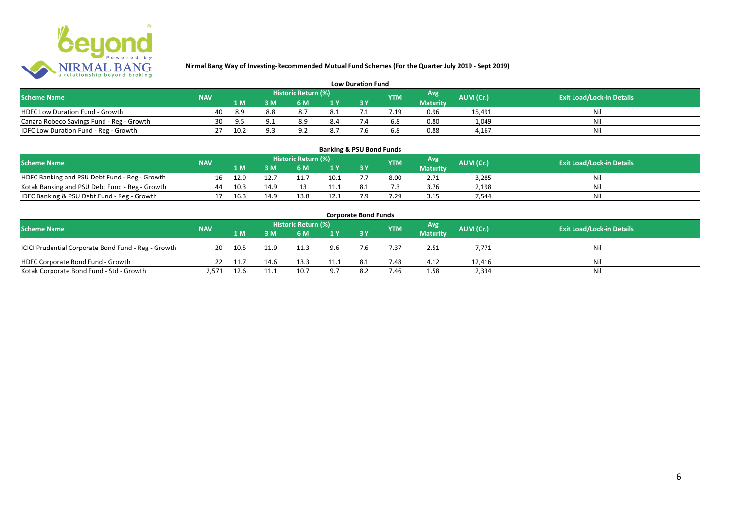**Nirmal Bang Way of Investing-Recommended Mutual Fund Schemes (For the Quarter July 2019 - Sept 2019)**

## Low Duration Fund

| Scheme Name | NAV | Historic Return (%) | | | | | YTM | Avg Maturity | AUM (Cr.) | Exit Load/Lock-in Details |
|---|---|---|---|---|---|---|---|---|---|---|
| | | 1 M | 3 M | 6 M | 1 Y | 3 Y | | | | |
| HDFC Low Duration Fund - Growth | 40 | 8.9 | 8.8 | 8.7 | 8.1 | 7.1 | 7.19 | 0.96 | 15,491 | Nil |
| Canara Robeco Savings Fund - Reg - Growth | 30 | 9.5 | 9.1 | 8.9 | 8.4 | 7.4 | 6.8 | 0.80 | 1,049 | Nil |
| IDFC Low Duration Fund - Reg - Growth | 27 | 10.2 | 9.3 | 9.2 | 8.7 | 7.6 | 6.8 | 0.88 | 4,167 | Nil |

## Banking & PSU Bond Funds

| Scheme Name | NAV | Historic Return (%) | | | | | YTM | Avg Maturity | AUM (Cr.) | Exit Load/Lock-in Details |
|---|---|---|---|---|---|---|---|---|---|---|
| | | 1 M | 3 M | 6 M | 1 Y | 3 Y | | | | |
| HDFC Banking and PSU Debt Fund - Reg - Growth | 16 | 12.9 | 12.7 | 11.7 | 10.1 | 7.7 | 8.00 | 2.71 | 3,285 | Nil |
| Kotak Banking and PSU Debt Fund - Reg - Growth | 44 | 10.3 | 14.9 | 13 | 11.1 | 8.1 | 7.3 | 3.76 | 2,198 | Nil |
| IDFC Banking & PSU Debt Fund - Reg - Growth | 17 | 16.3 | 14.9 | 13.8 | 12.1 | 7.9 | 7.29 | 3.15 | 7,544 | Nil |

## Corporate Bond Funds

| Scheme Name | NAV | Historic Return (%) | | | | | YTM | Avg Maturity | AUM (Cr.) | Exit Load/Lock-in Details |
|---|---|---|---|---|---|---|---|---|---|---|
| | | 1 M | 3 M | 6 M | 1 Y | 3 Y | | | | |
| ICICI Prudential Corporate Bond Fund - Reg - Growth | 20 | 10.5 | 11.9 | 11.3 | 9.6 | 7.6 | 7.37 | 2.51 | 7,771 | Nil |
| HDFC Corporate Bond Fund - Growth | 22 | 11.7 | 14.6 | 13.3 | 11.1 | 8.1 | 7.48 | 4.12 | 12,416 | Nil |
| Kotak Corporate Bond Fund - Std - Growth | 2,571 | 12.6 | 11.1 | 10.7 | 9.7 | 8.2 | 7.46 | 1.58 | 2,334 | Nil |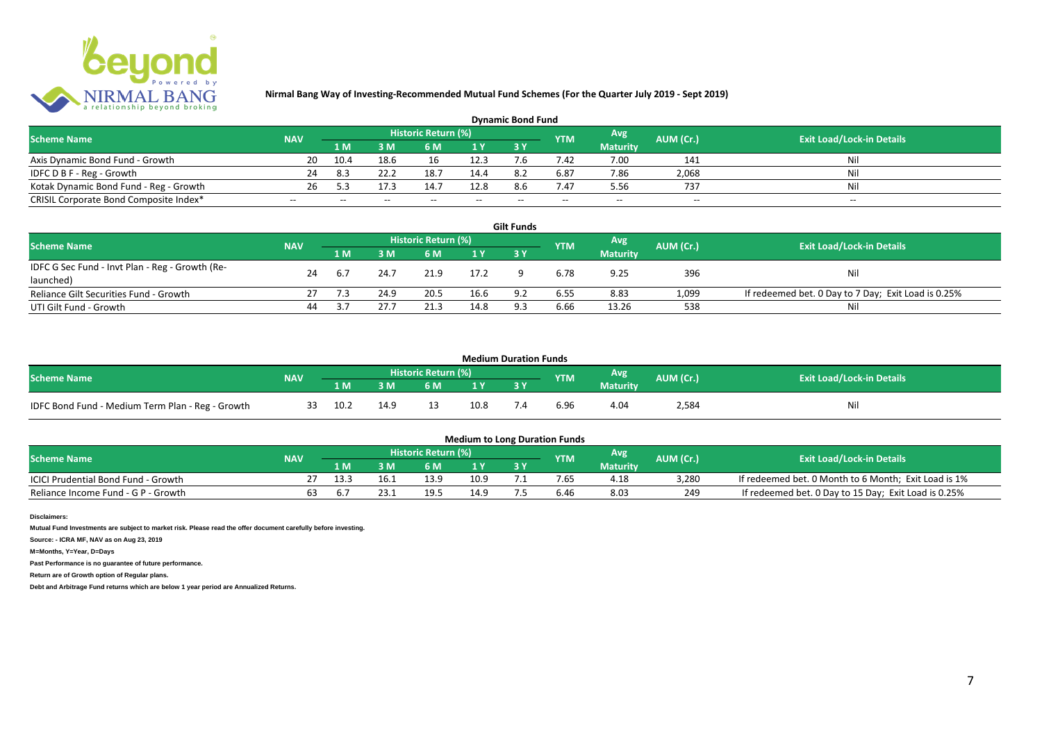**Nirmal Bang Way of Investing-Recommended Mutual Fund Schemes (For the Quarter July 2019 - Sept 2019)**

### Dynamic Bond Fund

| Scheme Name | NAV | Historic Return (%) | | | | | YTM | Avg Maturity | AUM (Cr.) | Exit Load/Lock-in Details |
|---|---|---|---|---|---|---|---|---|---|---|
| | | 1 M | 3 M | 6 M | 1 Y | 3 Y | | | | |
| Axis Dynamic Bond Fund - Growth | 20 | 10.4 | 18.6 | 16 | 12.3 | 7.6 | 7.42 | 7.00 | 141 | Nil |
| IDFC D B F - Reg - Growth | 24 | 8.3 | 22.2 | 18.7 | 14.4 | 8.2 | 6.87 | 7.86 | 2,068 | Nil |
| Kotak Dynamic Bond Fund - Reg - Growth | 26 | 5.3 | 17.3 | 14.7 | 12.8 | 8.6 | 7.47 | 5.56 | 737 | Nil |
| CRISIL Corporate Bond Composite Index* | -- | -- | -- | -- | -- | -- | -- | -- | -- | -- |

### Gilt Funds

| Scheme Name | NAV | Historic Return (%) | | | | | YTM | Avg Maturity | AUM (Cr.) | Exit Load/Lock-in Details |
|---|---|---|---|---|---|---|---|---|---|---|
| | | 1 M | 3 M | 6 M | 1 Y | 3 Y | | | | |
| IDFC G Sec Fund - Invt Plan - Reg - Growth (Re-launched) | 24 | 6.7 | 24.7 | 21.9 | 17.2 | 9 | 6.78 | 9.25 | 396 | Nil |
| Reliance Gilt Securities Fund - Growth | 27 | 7.3 | 24.9 | 20.5 | 16.6 | 9.2 | 6.55 | 8.83 | 1,099 | If redeemed bet. 0 Day to 7 Day; Exit Load is 0.25% |
| UTI Gilt Fund - Growth | 44 | 3.7 | 27.7 | 21.3 | 14.8 | 9.3 | 6.66 | 13.26 | 538 | Nil |

### Medium Duration Funds

| Scheme Name | NAV | Historic Return (%) | | | | | YTM | Avg Maturity | AUM (Cr.) | Exit Load/Lock-in Details |
|---|---|---|---|---|---|---|---|---|---|---|
| | | 1 M | 3 M | 6 M | 1 Y | 3 Y | | | | |
| IDFC Bond Fund - Medium Term Plan - Reg - Growth | 33 | 10.2 | 14.9 | 13 | 10.8 | 7.4 | 6.96 | 4.04 | 2,584 | Nil |

### Medium to Long Duration Funds

| Scheme Name | NAV | Historic Return (%) | | | | | YTM | Avg Maturity | AUM (Cr.) | Exit Load/Lock-in Details |
|---|---|---|---|---|---|---|---|---|---|---|
| | | 1 M | 3 M | 6 M | 1 Y | 3 Y | | | | |
| ICICI Prudential Bond Fund - Growth | 27 | 13.3 | 16.1 | 13.9 | 10.9 | 7.1 | 7.65 | 4.18 | 3,280 | If redeemed bet. 0 Month to 6 Month; Exit Load is 1% |
| Reliance Income Fund - G P - Growth | 63 | 6.7 | 23.1 | 19.5 | 14.9 | 7.5 | 6.46 | 8.03 | 249 | If redeemed bet. 0 Day to 15 Day; Exit Load is 0.25% |

**Disclaimers:**

**Mutual Fund Investments are subject to market risk. Please read the offer document carefully before investing.**

**Source: - ICRA MF, NAV as on Aug 23, 2019**

**M=Months, Y=Year, D=Days**

**Past Performance is no guarantee of future performance.**

**Return are of Growth option of Regular plans.**

**Debt and Arbitrage Fund returns which are below 1 year period are Annualized Returns.**